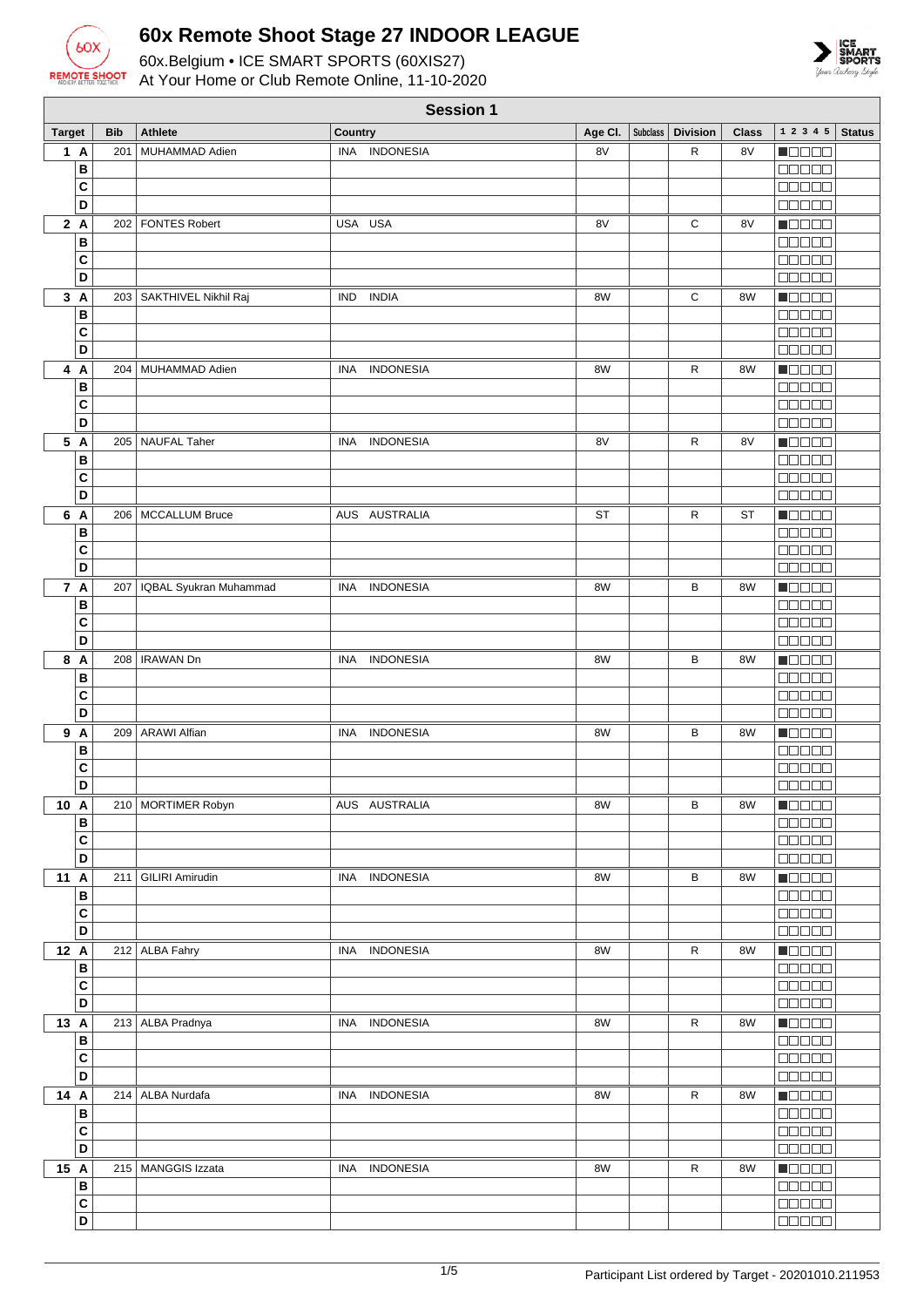# 60x Remote Shoot Stage 27 INDOOR LEAGUE

60x.Belgium • ICE SMART SPORTS (60XIS27)
At Your Home or Club Remote Online, 11-10-2020

## Session 1

| Target | Bib | Athlete | Country | Age Cl. | Subclass | Division | Class | 1 2 3 4 5 | Status |
|---|---|---|---|---|---|---|---|---|---|
| 1 A | 201 | MUHAMMAD Adien | INA INDONESIA | 8V | | R | 8V | ■□□□□ | |
| B | | | | | | | | □□□□□ | |
| C | | | | | | | | □□□□□ | |
| D | | | | | | | | □□□□□ | |
| 2 A | 202 | FONTES Robert | USA USA | 8V | | C | 8V | ■□□□□ | |
| B | | | | | | | | □□□□□ | |
| C | | | | | | | | □□□□□ | |
| D | | | | | | | | □□□□□ | |
| 3 A | 203 | SAKTHIVEL Nikhil Raj | IND INDIA | 8W | | C | 8W | ■□□□□ | |
| B | | | | | | | | □□□□□ | |
| C | | | | | | | | □□□□□ | |
| D | | | | | | | | □□□□□ | |
| 4 A | 204 | MUHAMMAD Adien | INA INDONESIA | 8W | | R | 8W | ■□□□□ | |
| B | | | | | | | | □□□□□ | |
| C | | | | | | | | □□□□□ | |
| D | | | | | | | | □□□□□ | |
| 5 A | 205 | NAUFAL Taher | INA INDONESIA | 8V | | R | 8V | ■□□□□ | |
| B | | | | | | | | □□□□□ | |
| C | | | | | | | | □□□□□ | |
| D | | | | | | | | □□□□□ | |
| 6 A | 206 | MCCALLUM Bruce | AUS AUSTRALIA | ST | | R | ST | ■□□□□ | |
| B | | | | | | | | □□□□□ | |
| C | | | | | | | | □□□□□ | |
| D | | | | | | | | □□□□□ | |
| 7 A | 207 | IQBAL Syukran Muhammad | INA INDONESIA | 8W | | B | 8W | ■□□□□ | |
| B | | | | | | | | □□□□□ | |
| C | | | | | | | | □□□□□ | |
| D | | | | | | | | □□□□□ | |
| 8 A | 208 | IRAWAN Dn | INA INDONESIA | 8W | | B | 8W | ■□□□□ | |
| B | | | | | | | | □□□□□ | |
| C | | | | | | | | □□□□□ | |
| D | | | | | | | | □□□□□ | |
| 9 A | 209 | ARAWI Alfian | INA INDONESIA | 8W | | B | 8W | ■□□□□ | |
| B | | | | | | | | □□□□□ | |
| C | | | | | | | | □□□□□ | |
| D | | | | | | | | □□□□□ | |
| 10 A | 210 | MORTIMER Robyn | AUS AUSTRALIA | 8W | | B | 8W | ■□□□□ | |
| B | | | | | | | | □□□□□ | |
| C | | | | | | | | □□□□□ | |
| D | | | | | | | | □□□□□ | |
| 11 A | 211 | GILIRI Amirudin | INA INDONESIA | 8W | | B | 8W | ■□□□□ | |
| B | | | | | | | | □□□□□ | |
| C | | | | | | | | □□□□□ | |
| D | | | | | | | | □□□□□ | |
| 12 A | 212 | ALBA Fahry | INA INDONESIA | 8W | | R | 8W | ■□□□□ | |
| B | | | | | | | | □□□□□ | |
| C | | | | | | | | □□□□□ | |
| D | | | | | | | | □□□□□ | |
| 13 A | 213 | ALBA Pradnya | INA INDONESIA | 8W | | R | 8W | ■□□□□ | |
| B | | | | | | | | □□□□□ | |
| C | | | | | | | | □□□□□ | |
| D | | | | | | | | □□□□□ | |
| 14 A | 214 | ALBA Nurdafa | INA INDONESIA | 8W | | R | 8W | ■□□□□ | |
| B | | | | | | | | □□□□□ | |
| C | | | | | | | | □□□□□ | |
| D | | | | | | | | □□□□□ | |
| 15 A | 215 | MANGGIS Izzata | INA INDONESIA | 8W | | R | 8W | ■□□□□ | |
| B | | | | | | | | □□□□□ | |
| C | | | | | | | | □□□□□ | |
| D | | | | | | | | □□□□□ | |

Participant List ordered by Target - 20201010.211953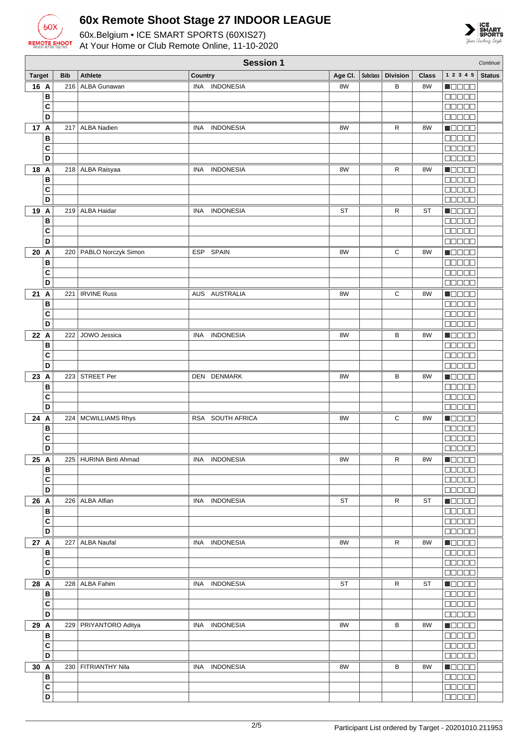# 60x Remote Shoot Stage 27 INDOOR LEAGUE

60x.Belgium • ICE SMART SPORTS (60XIS27)
At Your Home or Club Remote Online, 11-10-2020

## Session 1

*Continue*

| Target | Bib | Athlete | Country | Age Cl. | Subclass | Division | Class | 1 2 3 4 5 | Status |
|---|---|---|---|---|---|---|---|---|---|
| 16 A | 216 | ALBA Gunawan | INA INDONESIA | 8W | | B | 8W | ■□□□□ | |
| B | | | | | | | | □□□□□ | |
| C | | | | | | | | □□□□□ | |
| D | | | | | | | | □□□□□ | |
| 17 A | 217 | ALBA Nadien | INA INDONESIA | 8W | | R | 8W | ■□□□□ | |
| B | | | | | | | | □□□□□ | |
| C | | | | | | | | □□□□□ | |
| D | | | | | | | | □□□□□ | |
| 18 A | 218 | ALBA Raisyaa | INA INDONESIA | 8W | | R | 8W | ■□□□□ | |
| B | | | | | | | | □□□□□ | |
| C | | | | | | | | □□□□□ | |
| D | | | | | | | | □□□□□ | |
| 19 A | 219 | ALBA Haidar | INA INDONESIA | ST | | R | ST | ■□□□□ | |
| B | | | | | | | | □□□□□ | |
| C | | | | | | | | □□□□□ | |
| D | | | | | | | | □□□□□ | |
| 20 A | 220 | PABLO Norczyk Simon | ESP SPAIN | 8W | | C | 8W | ■□□□□ | |
| B | | | | | | | | □□□□□ | |
| C | | | | | | | | □□□□□ | |
| D | | | | | | | | □□□□□ | |
| 21 A | 221 | IRVINE Russ | AUS AUSTRALIA | 8W | | C | 8W | ■□□□□ | |
| B | | | | | | | | □□□□□ | |
| C | | | | | | | | □□□□□ | |
| D | | | | | | | | □□□□□ | |
| 22 A | 222 | JOWO Jessica | INA INDONESIA | 8W | | B | 8W | ■□□□□ | |
| B | | | | | | | | □□□□□ | |
| C | | | | | | | | □□□□□ | |
| D | | | | | | | | □□□□□ | |
| 23 A | 223 | STREET Per | DEN DENMARK | 8W | | B | 8W | ■□□□□ | |
| B | | | | | | | | □□□□□ | |
| C | | | | | | | | □□□□□ | |
| D | | | | | | | | □□□□□ | |
| 24 A | 224 | MCWILLIAMS Rhys | RSA SOUTH AFRICA | 8W | | C | 8W | ■□□□□ | |
| B | | | | | | | | □□□□□ | |
| C | | | | | | | | □□□□□ | |
| D | | | | | | | | □□□□□ | |
| 25 A | 225 | HURINA Binti Ahmad | INA INDONESIA | 8W | | R | 8W | ■□□□□ | |
| B | | | | | | | | □□□□□ | |
| C | | | | | | | | □□□□□ | |
| D | | | | | | | | □□□□□ | |
| 26 A | 226 | ALBA Alfian | INA INDONESIA | ST | | R | ST | ■□□□□ | |
| B | | | | | | | | □□□□□ | |
| C | | | | | | | | □□□□□ | |
| D | | | | | | | | □□□□□ | |
| 27 A | 227 | ALBA Naufal | INA INDONESIA | 8W | | R | 8W | ■□□□□ | |
| B | | | | | | | | □□□□□ | |
| C | | | | | | | | □□□□□ | |
| D | | | | | | | | □□□□□ | |
| 28 A | 228 | ALBA Fahim | INA INDONESIA | ST | | R | ST | ■□□□□ | |
| B | | | | | | | | □□□□□ | |
| C | | | | | | | | □□□□□ | |
| D | | | | | | | | □□□□□ | |
| 29 A | 229 | PRIYANTORO Aditya | INA INDONESIA | 8W | | B | 8W | ■□□□□ | |
| B | | | | | | | | □□□□□ | |
| C | | | | | | | | □□□□□ | |
| D | | | | | | | | □□□□□ | |
| 30 A | 230 | FITRIANTHY Nila | INA INDONESIA | 8W | | B | 8W | ■□□□□ | |
| B | | | | | | | | □□□□□ | |
| C | | | | | | | | □□□□□ | |
| D | | | | | | | | □□□□□ | |

Participant List ordered by Target - 20201010.211953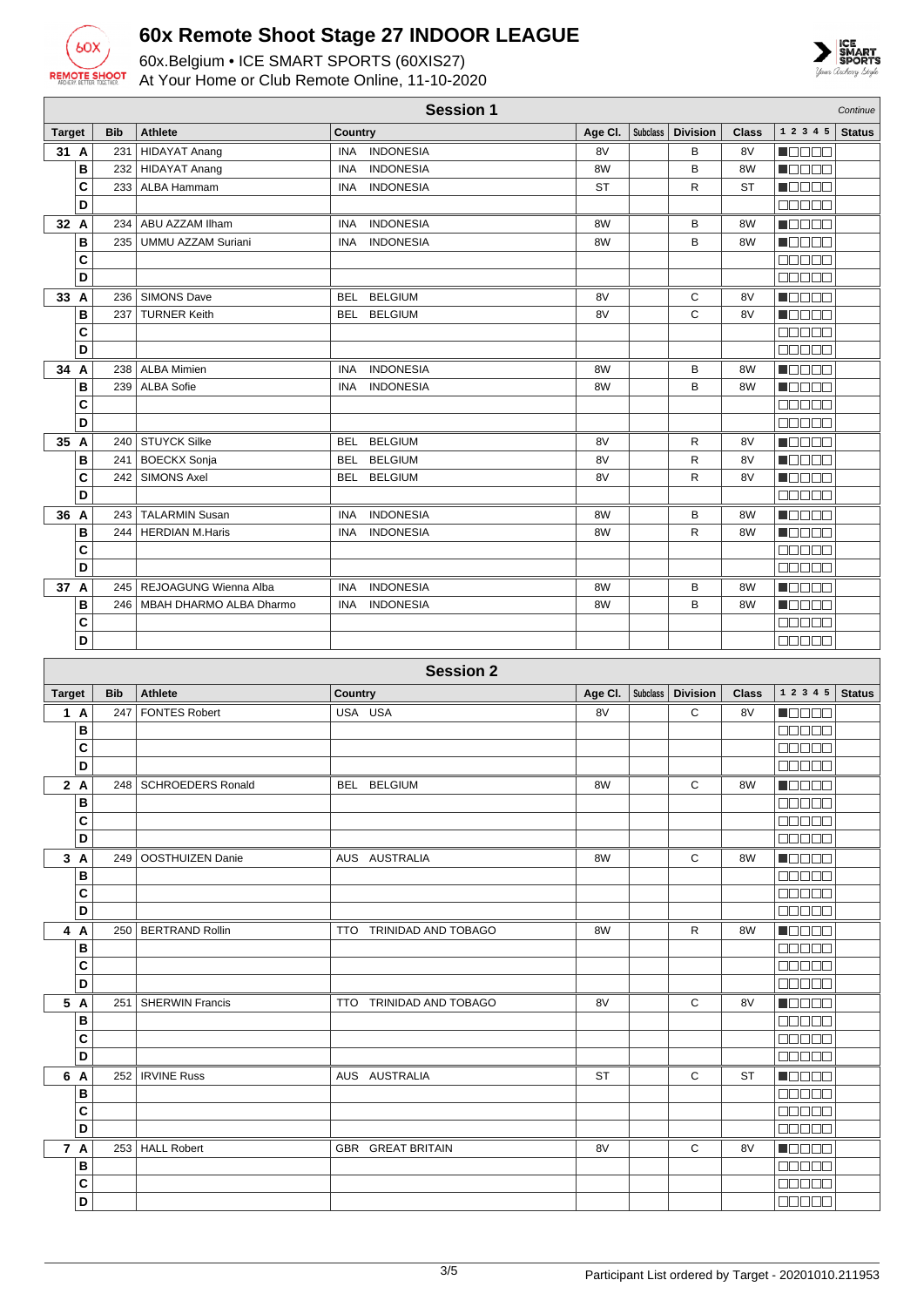# 60x Remote Shoot Stage 27 INDOOR LEAGUE

60x.Belgium • ICE SMART SPORTS (60XIS27)
At Your Home or Club Remote Online, 11-10-2020

## Session 1

*Continue*

| Target | Bib | Athlete | Country | Age Cl. | Subclass | Division | Class | 1 2 3 4 5 | Status |
|---|---|---|---|---|---|---|---|---|---|
| 31 A | 231 | HIDAYAT Anang | INA INDONESIA | 8V | | B | 8V | | |
| B | 232 | HIDAYAT Anang | INA INDONESIA | 8W | | B | 8W | | |
| C | 233 | ALBA Hammam | INA INDONESIA | ST | | R | ST | | |
| D | | | | | | | | | |
| 32 A | 234 | ABU AZZAM Ilham | INA INDONESIA | 8W | | B | 8W | | |
| B | 235 | UMMU AZZAM Suriani | INA INDONESIA | 8W | | B | 8W | | |
| C | | | | | | | | | |
| D | | | | | | | | | |
| 33 A | 236 | SIMONS Dave | BEL BELGIUM | 8V | | C | 8V | | |
| B | 237 | TURNER Keith | BEL BELGIUM | 8V | | C | 8V | | |
| C | | | | | | | | | |
| D | | | | | | | | | |
| 34 A | 238 | ALBA Mimien | INA INDONESIA | 8W | | B | 8W | | |
| B | 239 | ALBA Sofie | INA INDONESIA | 8W | | B | 8W | | |
| C | | | | | | | | | |
| D | | | | | | | | | |
| 35 A | 240 | STUYCK Silke | BEL BELGIUM | 8V | | R | 8V | | |
| B | 241 | BOECKX Sonja | BEL BELGIUM | 8V | | R | 8V | | |
| C | 242 | SIMONS Axel | BEL BELGIUM | 8V | | R | 8V | | |
| D | | | | | | | | | |
| 36 A | 243 | TALARMIN Susan | INA INDONESIA | 8W | | B | 8W | | |
| B | 244 | HERDIAN M.Haris | INA INDONESIA | 8W | | R | 8W | | |
| C | | | | | | | | | |
| D | | | | | | | | | |
| 37 A | 245 | REJOAGUNG Wienna Alba | INA INDONESIA | 8W | | B | 8W | | |
| B | 246 | MBAH DHARMO ALBA Dharmo | INA INDONESIA | 8W | | B | 8W | | |
| C | | | | | | | | | |
| D | | | | | | | | | |

## Session 2

| Target | Bib | Athlete | Country | Age Cl. | Subclass | Division | Class | 1 2 3 4 5 | Status |
|---|---|---|---|---|---|---|---|---|---|
| 1 A | 247 | FONTES Robert | USA USA | 8V | | C | 8V | | |
| B | | | | | | | | | |
| C | | | | | | | | | |
| D | | | | | | | | | |
| 2 A | 248 | SCHROEDERS Ronald | BEL BELGIUM | 8W | | C | 8W | | |
| B | | | | | | | | | |
| C | | | | | | | | | |
| D | | | | | | | | | |
| 3 A | 249 | OOSTHUIZEN Danie | AUS AUSTRALIA | 8W | | C | 8W | | |
| B | | | | | | | | | |
| C | | | | | | | | | |
| D | | | | | | | | | |
| 4 A | 250 | BERTRAND Rollin | TTO TRINIDAD AND TOBAGO | 8W | | R | 8W | | |
| B | | | | | | | | | |
| C | | | | | | | | | |
| D | | | | | | | | | |
| 5 A | 251 | SHERWIN Francis | TTO TRINIDAD AND TOBAGO | 8V | | C | 8V | | |
| B | | | | | | | | | |
| C | | | | | | | | | |
| D | | | | | | | | | |
| 6 A | 252 | IRVINE Russ | AUS AUSTRALIA | ST | | C | ST | | |
| B | | | | | | | | | |
| C | | | | | | | | | |
| D | | | | | | | | | |
| 7 A | 253 | HALL Robert | GBR GREAT BRITAIN | 8V | | C | 8V | | |
| B | | | | | | | | | |
| C | | | | | | | | | |
| D | | | | | | | | | |

Participant List ordered by Target - 20201010.211953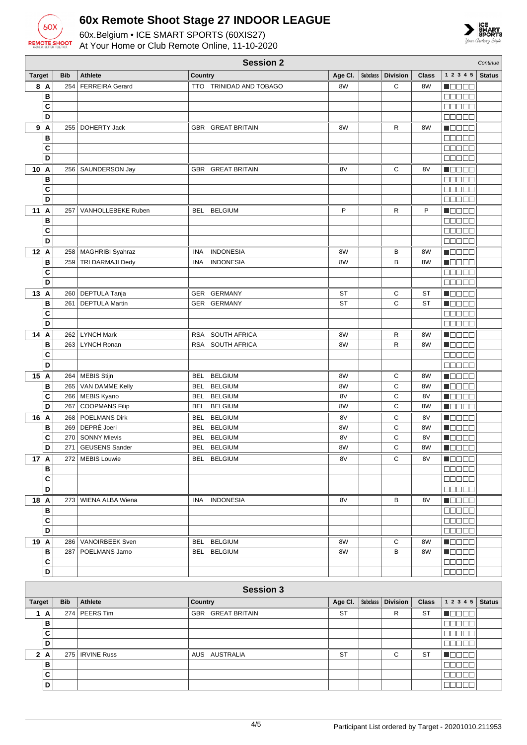# 60x Remote Shoot Stage 27 INDOOR LEAGUE

60x.Belgium • ICE SMART SPORTS (60XIS27)
At Your Home or Club Remote Online, 11-10-2020

## Session 2

*Continue*

| Target | | Bib | Athlete | Country | Age Cl. | Subclass | Division | Class | 1 2 3 4 5 | Status |
|---|---|---|---|---|---|---|---|---|---|---|
| 8 | A | 254 | FERREIRA Gerard | TTO TRINIDAD AND TOBAGO | 8W | | C | 8W | | |
| | B | | | | | | | | | |
| | C | | | | | | | | | |
| | D | | | | | | | | | |
| 9 | A | 255 | DOHERTY Jack | GBR GREAT BRITAIN | 8W | | R | 8W | | |
| | B | | | | | | | | | |
| | C | | | | | | | | | |
| | D | | | | | | | | | |
| 10 | A | 256 | SAUNDERSON Jay | GBR GREAT BRITAIN | 8V | | C | 8V | | |
| | B | | | | | | | | | |
| | C | | | | | | | | | |
| | D | | | | | | | | | |
| 11 | A | 257 | VANHOLLEBEKE Ruben | BEL BELGIUM | P | | R | P | | |
| | B | | | | | | | | | |
| | C | | | | | | | | | |
| | D | | | | | | | | | |
| 12 | A | 258 | MAGHRIBI Syahraz | INA INDONESIA | 8W | | B | 8W | | |
| | B | 259 | TRI DARMAJI Dedy | INA INDONESIA | 8W | | B | 8W | | |
| | C | | | | | | | | | |
| | D | | | | | | | | | |
| 13 | A | 260 | DEPTULA Tanja | GER GERMANY | ST | | C | ST | | |
| | B | 261 | DEPTULA Martin | GER GERMANY | ST | | C | ST | | |
| | C | | | | | | | | | |
| | D | | | | | | | | | |
| 14 | A | 262 | LYNCH Mark | RSA SOUTH AFRICA | 8W | | R | 8W | | |
| | B | 263 | LYNCH Ronan | RSA SOUTH AFRICA | 8W | | R | 8W | | |
| | C | | | | | | | | | |
| | D | | | | | | | | | |
| 15 | A | 264 | MEBIS Stijn | BEL BELGIUM | 8W | | C | 8W | | |
| | B | 265 | VAN DAMME Kelly | BEL BELGIUM | 8W | | C | 8W | | |
| | C | 266 | MEBIS Kyano | BEL BELGIUM | 8V | | C | 8V | | |
| | D | 267 | COOPMANS Filip | BEL BELGIUM | 8W | | C | 8W | | |
| 16 | A | 268 | POELMANS Dirk | BEL BELGIUM | 8V | | C | 8V | | |
| | B | 269 | DEPRÉ Joeri | BEL BELGIUM | 8W | | C | 8W | | |
| | C | 270 | SONNY Mievis | BEL BELGIUM | 8V | | C | 8V | | |
| | D | 271 | GEUSENS Sander | BEL BELGIUM | 8W | | C | 8W | | |
| 17 | A | 272 | MEBIS Louwie | BEL BELGIUM | 8V | | C | 8V | | |
| | B | | | | | | | | | |
| | C | | | | | | | | | |
| | D | | | | | | | | | |
| 18 | A | 273 | WIENA ALBA Wiena | INA INDONESIA | 8V | | B | 8V | | |
| | B | | | | | | | | | |
| | C | | | | | | | | | |
| | D | | | | | | | | | |
| 19 | A | 286 | VANOIRBEEK Sven | BEL BELGIUM | 8W | | C | 8W | | |
| | B | 287 | POELMANS Jarno | BEL BELGIUM | 8W | | B | 8W | | |
| | C | | | | | | | | | |
| | D | | | | | | | | | |

## Session 3

| Target | | Bib | Athlete | Country | Age Cl. | Subclass | Division | Class | 1 2 3 4 5 | Status |
|---|---|---|---|---|---|---|---|---|---|---|
| 1 | A | 274 | PEERS Tim | GBR GREAT BRITAIN | ST | | R | ST | | |
| | B | | | | | | | | | |
| | C | | | | | | | | | |
| | D | | | | | | | | | |
| 2 | A | 275 | IRVINE Russ | AUS AUSTRALIA | ST | | C | ST | | |
| | B | | | | | | | | | |
| | C | | | | | | | | | |
| | D | | | | | | | | | |

Participant List ordered by Target - 20201010.211953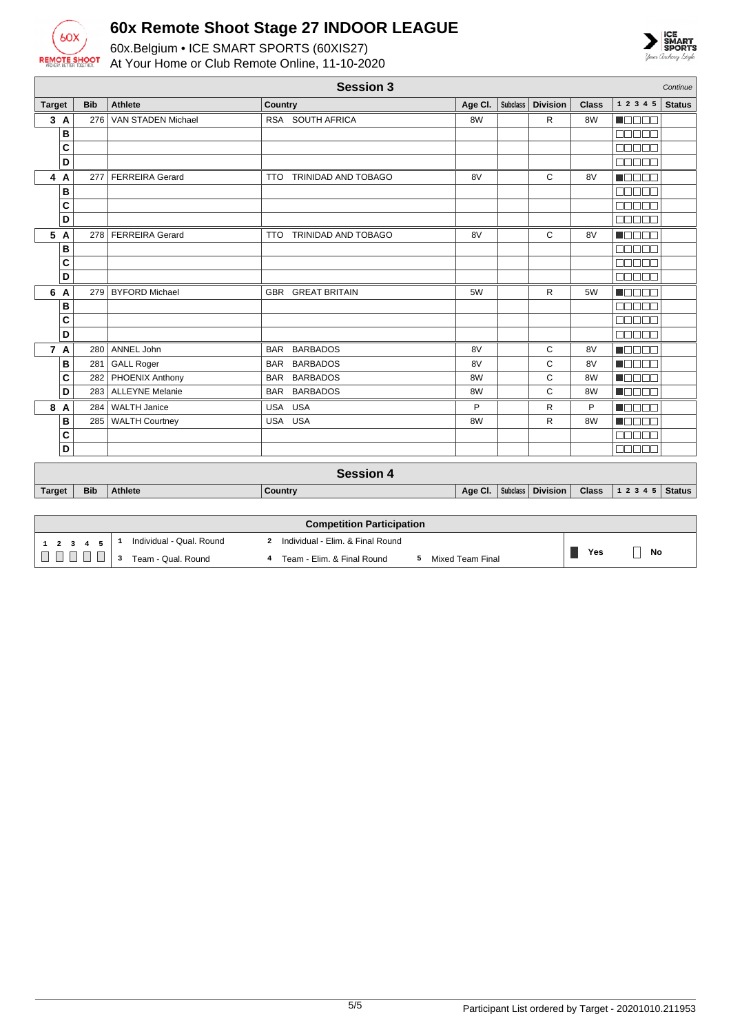# 60x Remote Shoot Stage 27 INDOOR LEAGUE

60x.Belgium • ICE SMART SPORTS (60XIS27)

At Your Home or Club Remote Online, 11-10-2020

## Session 3

*Continue*

| Target | | Bib | Athlete | Country | Age Cl. | Subclass | Division | Class | 1 2 3 4 5 | Status |
|---|---|---|---|---|---|---|---|---|---|---|
| 3 | A | 276 | VAN STADEN Michael | RSA SOUTH AFRICA | 8W | | R | 8W | ■□□□□ | |
| | B | | | | | | | | □□□□□ | |
| | C | | | | | | | | □□□□□ | |
| | D | | | | | | | | □□□□□ | |
| 4 | A | 277 | FERREIRA Gerard | TTO TRINIDAD AND TOBAGO | 8V | | C | 8V | ■□□□□ | |
| | B | | | | | | | | □□□□□ | |
| | C | | | | | | | | □□□□□ | |
| | D | | | | | | | | □□□□□ | |
| 5 | A | 278 | FERREIRA Gerard | TTO TRINIDAD AND TOBAGO | 8V | | C | 8V | ■□□□□ | |
| | B | | | | | | | | □□□□□ | |
| | C | | | | | | | | □□□□□ | |
| | D | | | | | | | | □□□□□ | |
| 6 | A | 279 | BYFORD Michael | GBR GREAT BRITAIN | 5W | | R | 5W | ■□□□□ | |
| | B | | | | | | | | □□□□□ | |
| | C | | | | | | | | □□□□□ | |
| | D | | | | | | | | □□□□□ | |
| 7 | A | 280 | ANNEL John | BAR BARBADOS | 8V | | C | 8V | ■□□□□ | |
| | B | 281 | GALL Roger | BAR BARBADOS | 8V | | C | 8V | ■□□□□ | |
| | C | 282 | PHOENIX Anthony | BAR BARBADOS | 8W | | C | 8W | ■□□□□ | |
| | D | 283 | ALLEYNE Melanie | BAR BARBADOS | 8W | | C | 8W | ■□□□□ | |
| 8 | A | 284 | WALTH Janice | USA USA | P | | R | P | ■□□□□ | |
| | B | 285 | WALTH Courtney | USA USA | 8W | | R | 8W | ■□□□□ | |
| | C | | | | | | | | □□□□□ | |
| | D | | | | | | | | □□□□□ | |

## Session 4

| Target | Bib | Athlete | Country | Age Cl. | Subclass | Division | Class | 1 2 3 4 5 | Status |
|---|---|---|---|---|---|---|---|---|---|

### Competition Participation

| 1 2 3 4 5 | | | | |
|---|---|---|---|---|
| □□□□□ | 1 Individual - Qual. Round | 2 Individual - Elim. & Final Round | | ■ Yes □ No |
| | 3 Team - Qual. Round | 4 Team - Elim. & Final Round | 5 Mixed Team Final | |

Participant List ordered by Target - 20201010.211953